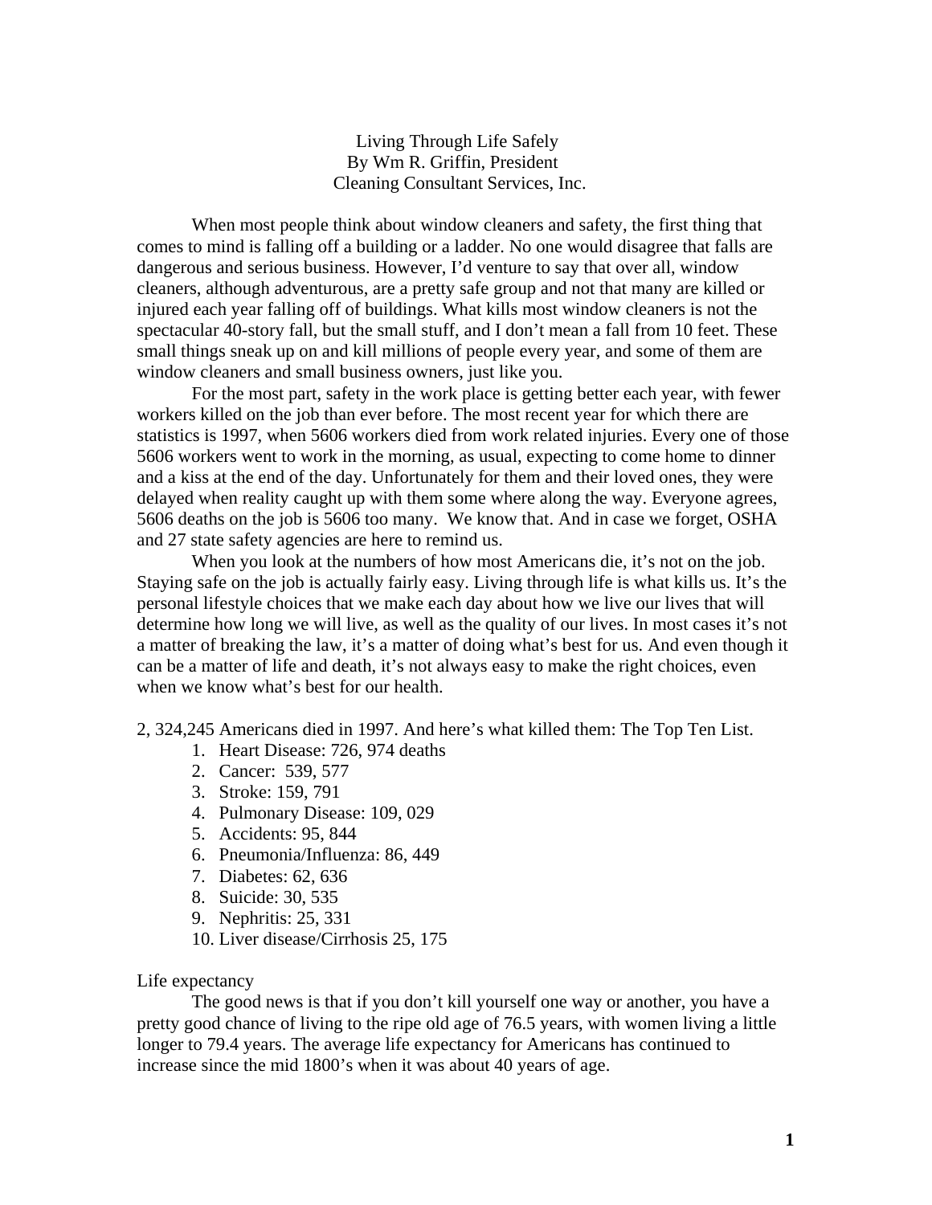# Living Through Life Safely

By Wm R. Griffin, President
Cleaning Consultant Services, Inc.

When most people think about window cleaners and safety, the first thing that comes to mind is falling off a building or a ladder. No one would disagree that falls are dangerous and serious business. However, I'd venture to say that over all, window cleaners, although adventurous, are a pretty safe group and not that many are killed or injured each year falling off of buildings. What kills most window cleaners is not the spectacular 40-story fall, but the small stuff, and I don't mean a fall from 10 feet. These small things sneak up on and kill millions of people every year, and some of them are window cleaners and small business owners, just like you.

For the most part, safety in the work place is getting better each year, with fewer workers killed on the job than ever before. The most recent year for which there are statistics is 1997, when 5606 workers died from work related injuries. Every one of those 5606 workers went to work in the morning, as usual, expecting to come home to dinner and a kiss at the end of the day. Unfortunately for them and their loved ones, they were delayed when reality caught up with them some where along the way. Everyone agrees, 5606 deaths on the job is 5606 too many. We know that. And in case we forget, OSHA and 27 state safety agencies are here to remind us.

When you look at the numbers of how most Americans die, it's not on the job. Staying safe on the job is actually fairly easy. Living through life is what kills us. It's the personal lifestyle choices that we make each day about how we live our lives that will determine how long we will live, as well as the quality of our lives. In most cases it's not a matter of breaking the law, it's a matter of doing what's best for us. And even though it can be a matter of life and death, it's not always easy to make the right choices, even when we know what's best for our health.

2, 324,245 Americans died in 1997. And here's what killed them: The Top Ten List.

1. Heart Disease: 726, 974 deaths
2. Cancer: 539, 577
3. Stroke: 159, 791
4. Pulmonary Disease: 109, 029
5. Accidents: 95, 844
6. Pneumonia/Influenza: 86, 449
7. Diabetes: 62, 636
8. Suicide: 30, 535
9. Nephritis: 25, 331
10. Liver disease/Cirrhosis 25, 175

Life expectancy

The good news is that if you don't kill yourself one way or another, you have a pretty good chance of living to the ripe old age of 76.5 years, with women living a little longer to 79.4 years. The average life expectancy for Americans has continued to increase since the mid 1800's when it was about 40 years of age.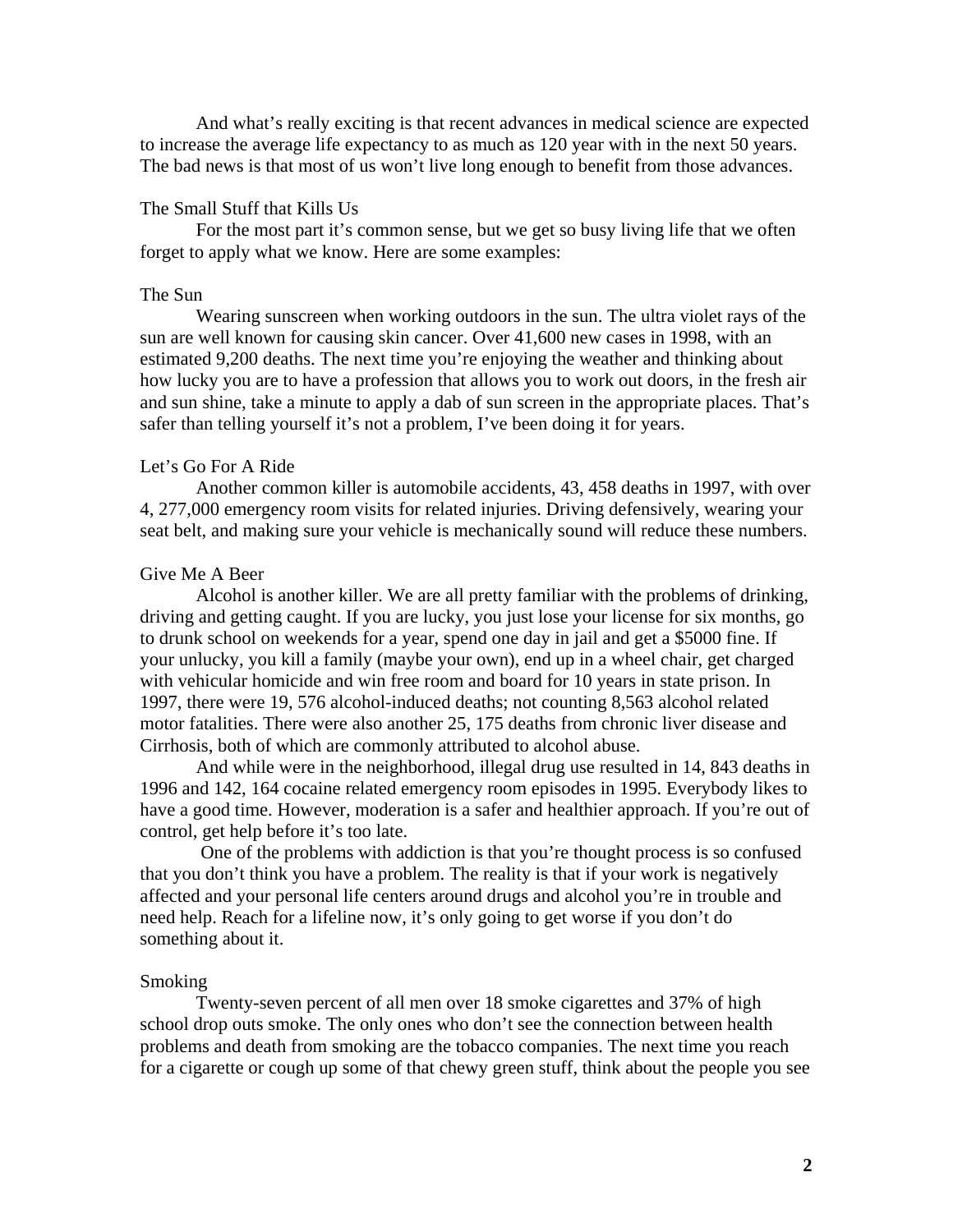And what's really exciting is that recent advances in medical science are expected to increase the average life expectancy to as much as 120 year with in the next 50 years. The bad news is that most of us won't live long enough to benefit from those advances.

## The Small Stuff that Kills Us

For the most part it's common sense, but we get so busy living life that we often forget to apply what we know. Here are some examples:

### The Sun

Wearing sunscreen when working outdoors in the sun. The ultra violet rays of the sun are well known for causing skin cancer. Over 41,600 new cases in 1998, with an estimated 9,200 deaths. The next time you're enjoying the weather and thinking about how lucky you are to have a profession that allows you to work out doors, in the fresh air and sun shine, take a minute to apply a dab of sun screen in the appropriate places. That's safer than telling yourself it's not a problem, I've been doing it for years.

### Let's Go For A Ride

Another common killer is automobile accidents, 43, 458 deaths in 1997, with over 4, 277,000 emergency room visits for related injuries. Driving defensively, wearing your seat belt, and making sure your vehicle is mechanically sound will reduce these numbers.

### Give Me A Beer

Alcohol is another killer. We are all pretty familiar with the problems of drinking, driving and getting caught. If you are lucky, you just lose your license for six months, go to drunk school on weekends for a year, spend one day in jail and get a $5000 fine. If your unlucky, you kill a family (maybe your own), end up in a wheel chair, get charged with vehicular homicide and win free room and board for 10 years in state prison. In 1997, there were 19, 576 alcohol-induced deaths; not counting 8,563 alcohol related motor fatalities. There were also another 25, 175 deaths from chronic liver disease and Cirrhosis, both of which are commonly attributed to alcohol abuse.

And while were in the neighborhood, illegal drug use resulted in 14, 843 deaths in 1996 and 142, 164 cocaine related emergency room episodes in 1995. Everybody likes to have a good time. However, moderation is a safer and healthier approach. If you're out of control, get help before it's too late.

One of the problems with addiction is that you're thought process is so confused that you don't think you have a problem. The reality is that if your work is negatively affected and your personal life centers around drugs and alcohol you're in trouble and need help. Reach for a lifeline now, it's only going to get worse if you don't do something about it.

### Smoking

Twenty-seven percent of all men over 18 smoke cigarettes and 37% of high school drop outs smoke. The only ones who don't see the connection between health problems and death from smoking are the tobacco companies. The next time you reach for a cigarette or cough up some of that chewy green stuff, think about the people you see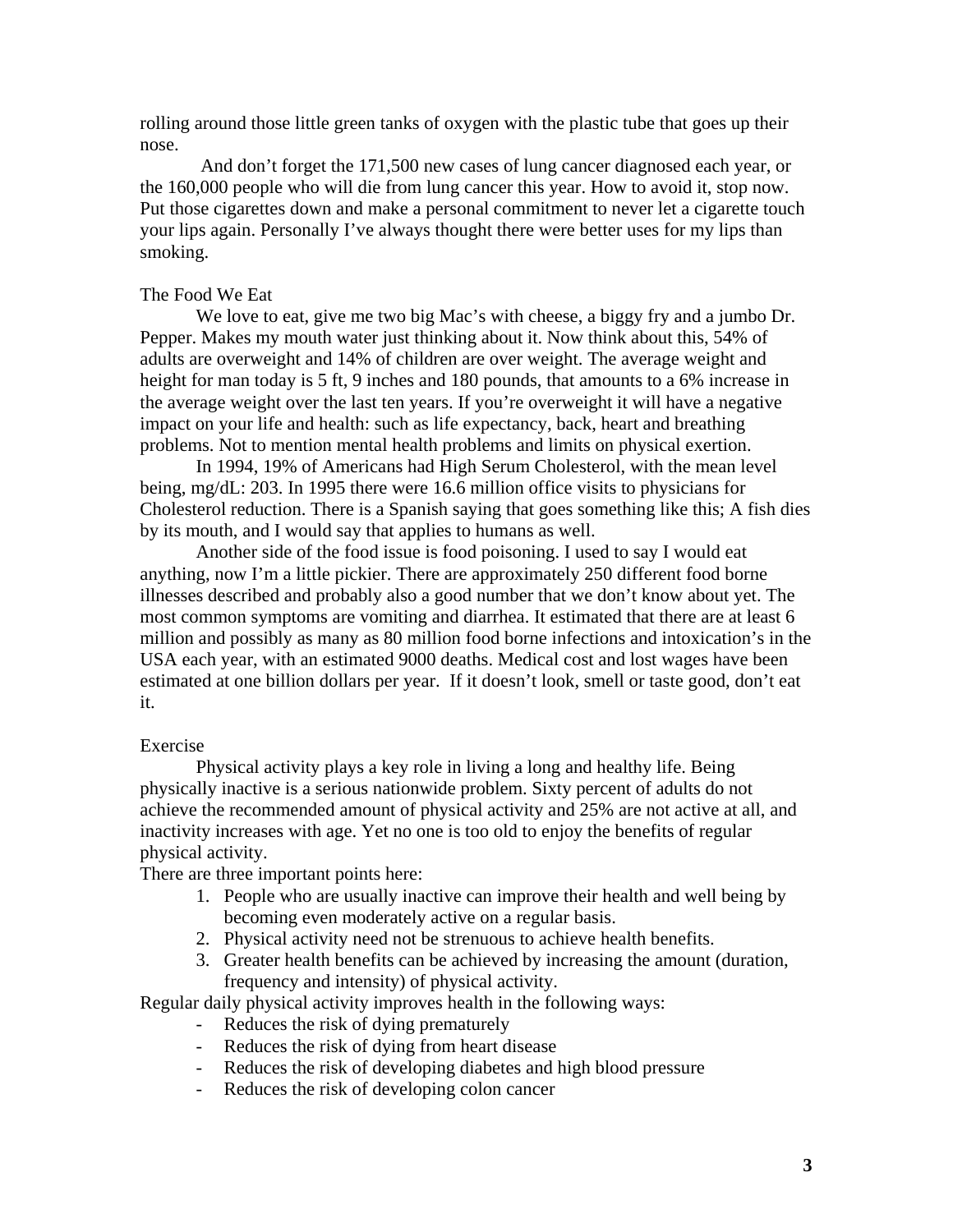rolling around those little green tanks of oxygen with the plastic tube that goes up their nose.

And don't forget the 171,500 new cases of lung cancer diagnosed each year, or the 160,000 people who will die from lung cancer this year. How to avoid it, stop now. Put those cigarettes down and make a personal commitment to never let a cigarette touch your lips again. Personally I've always thought there were better uses for my lips than smoking.

## The Food We Eat

We love to eat, give me two big Mac's with cheese, a biggy fry and a jumbo Dr. Pepper. Makes my mouth water just thinking about it. Now think about this, 54% of adults are overweight and 14% of children are over weight. The average weight and height for man today is 5 ft, 9 inches and 180 pounds, that amounts to a 6% increase in the average weight over the last ten years. If you're overweight it will have a negative impact on your life and health: such as life expectancy, back, heart and breathing problems. Not to mention mental health problems and limits on physical exertion.

In 1994, 19% of Americans had High Serum Cholesterol, with the mean level being, mg/dL: 203. In 1995 there were 16.6 million office visits to physicians for Cholesterol reduction. There is a Spanish saying that goes something like this; A fish dies by its mouth, and I would say that applies to humans as well.

Another side of the food issue is food poisoning. I used to say I would eat anything, now I'm a little pickier. There are approximately 250 different food borne illnesses described and probably also a good number that we don't know about yet. The most common symptoms are vomiting and diarrhea. It estimated that there are at least 6 million and possibly as many as 80 million food borne infections and intoxication's in the USA each year, with an estimated 9000 deaths. Medical cost and lost wages have been estimated at one billion dollars per year. If it doesn't look, smell or taste good, don't eat it.

## Exercise

Physical activity plays a key role in living a long and healthy life. Being physically inactive is a serious nationwide problem. Sixty percent of adults do not achieve the recommended amount of physical activity and 25% are not active at all, and inactivity increases with age. Yet no one is too old to enjoy the benefits of regular physical activity.

There are three important points here:

1. People who are usually inactive can improve their health and well being by becoming even moderately active on a regular basis.
2. Physical activity need not be strenuous to achieve health benefits.
3. Greater health benefits can be achieved by increasing the amount (duration, frequency and intensity) of physical activity.

Regular daily physical activity improves health in the following ways:

- Reduces the risk of dying prematurely
- Reduces the risk of dying from heart disease
- Reduces the risk of developing diabetes and high blood pressure
- Reduces the risk of developing colon cancer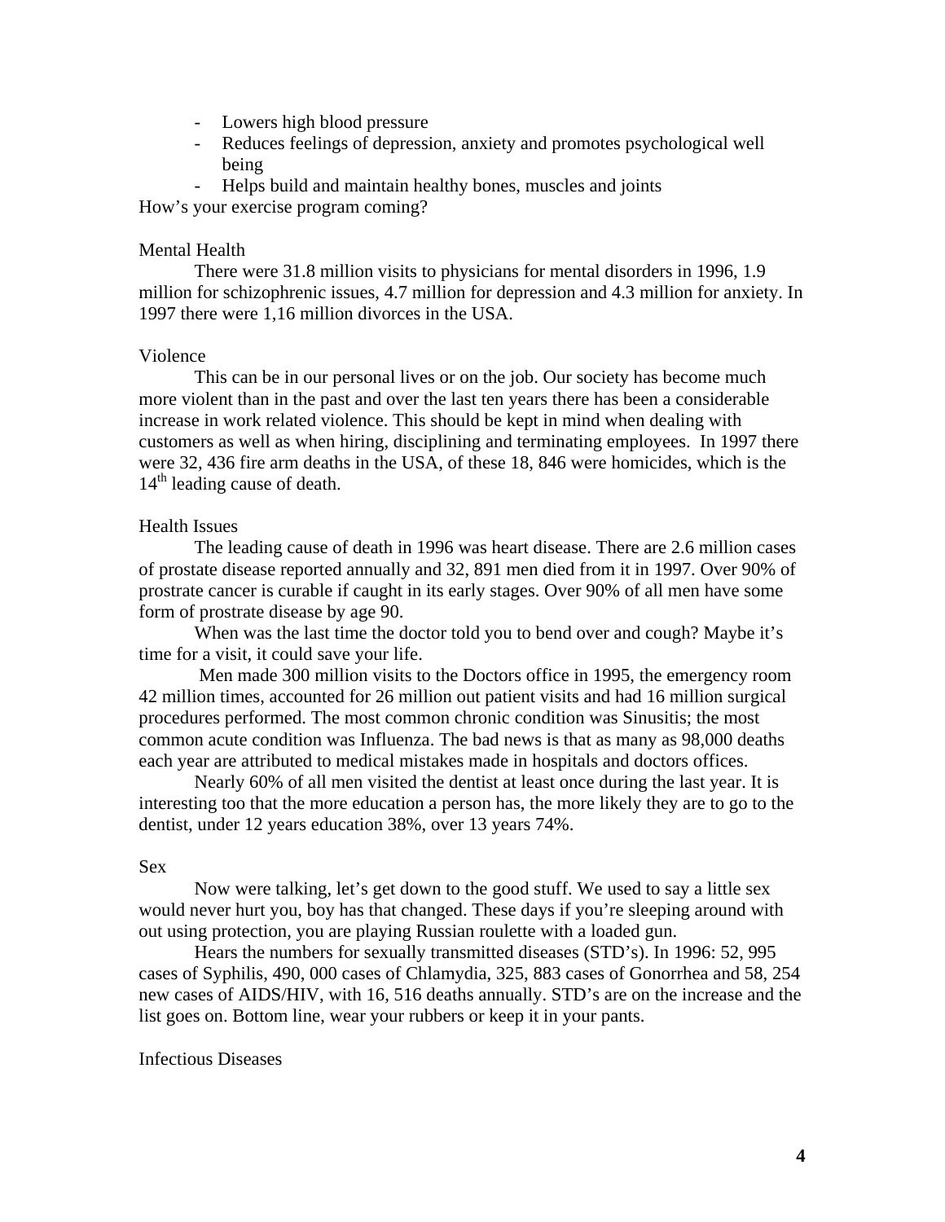- Lowers high blood pressure
- Reduces feelings of depression, anxiety and promotes psychological well being
- Helps build and maintain healthy bones, muscles and joints

How's your exercise program coming?

## Mental Health

There were 31.8 million visits to physicians for mental disorders in 1996, 1.9 million for schizophrenic issues, 4.7 million for depression and 4.3 million for anxiety. In 1997 there were 1,16 million divorces in the USA.

## Violence

This can be in our personal lives or on the job. Our society has become much more violent than in the past and over the last ten years there has been a considerable increase in work related violence. This should be kept in mind when dealing with customers as well as when hiring, disciplining and terminating employees. In 1997 there were 32, 436 fire arm deaths in the USA, of these 18, 846 were homicides, which is the 14th leading cause of death.

## Health Issues

The leading cause of death in 1996 was heart disease. There are 2.6 million cases of prostate disease reported annually and 32, 891 men died from it in 1997. Over 90% of prostrate cancer is curable if caught in its early stages. Over 90% of all men have some form of prostrate disease by age 90.

When was the last time the doctor told you to bend over and cough? Maybe it's time for a visit, it could save your life.

Men made 300 million visits to the Doctors office in 1995, the emergency room 42 million times, accounted for 26 million out patient visits and had 16 million surgical procedures performed. The most common chronic condition was Sinusitis; the most common acute condition was Influenza. The bad news is that as many as 98,000 deaths each year are attributed to medical mistakes made in hospitals and doctors offices.

Nearly 60% of all men visited the dentist at least once during the last year. It is interesting too that the more education a person has, the more likely they are to go to the dentist, under 12 years education 38%, over 13 years 74%.

## Sex

Now were talking, let's get down to the good stuff. We used to say a little sex would never hurt you, boy has that changed. These days if you're sleeping around with out using protection, you are playing Russian roulette with a loaded gun.

Hears the numbers for sexually transmitted diseases (STD's). In 1996: 52, 995 cases of Syphilis, 490, 000 cases of Chlamydia, 325, 883 cases of Gonorrhea and 58, 254 new cases of AIDS/HIV, with 16, 516 deaths annually. STD's are on the increase and the list goes on. Bottom line, wear your rubbers or keep it in your pants.

## Infectious Diseases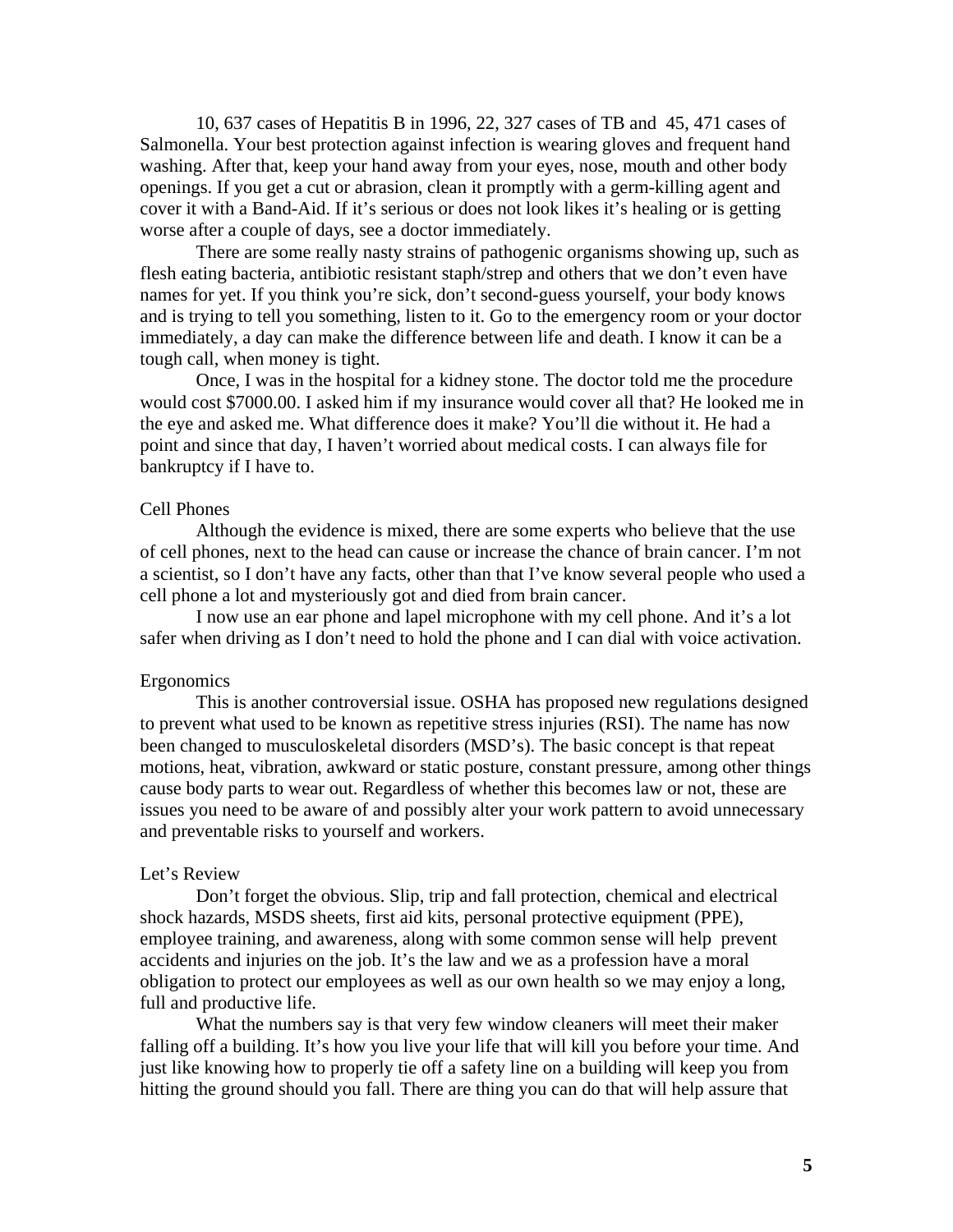10, 637 cases of Hepatitis B in 1996, 22, 327 cases of TB and 45, 471 cases of Salmonella. Your best protection against infection is wearing gloves and frequent hand washing. After that, keep your hand away from your eyes, nose, mouth and other body openings. If you get a cut or abrasion, clean it promptly with a germ-killing agent and cover it with a Band-Aid. If it's serious or does not look likes it's healing or is getting worse after a couple of days, see a doctor immediately.

There are some really nasty strains of pathogenic organisms showing up, such as flesh eating bacteria, antibiotic resistant staph/strep and others that we don't even have names for yet. If you think you're sick, don't second-guess yourself, your body knows and is trying to tell you something, listen to it. Go to the emergency room or your doctor immediately, a day can make the difference between life and death. I know it can be a tough call, when money is tight.

Once, I was in the hospital for a kidney stone. The doctor told me the procedure would cost $7000.00. I asked him if my insurance would cover all that? He looked me in the eye and asked me. What difference does it make? You'll die without it. He had a point and since that day, I haven't worried about medical costs. I can always file for bankruptcy if I have to.

## Cell Phones

Although the evidence is mixed, there are some experts who believe that the use of cell phones, next to the head can cause or increase the chance of brain cancer. I'm not a scientist, so I don't have any facts, other than that I've know several people who used a cell phone a lot and mysteriously got and died from brain cancer.

I now use an ear phone and lapel microphone with my cell phone. And it's a lot safer when driving as I don't need to hold the phone and I can dial with voice activation.

## Ergonomics

This is another controversial issue. OSHA has proposed new regulations designed to prevent what used to be known as repetitive stress injuries (RSI). The name has now been changed to musculoskeletal disorders (MSD's). The basic concept is that repeat motions, heat, vibration, awkward or static posture, constant pressure, among other things cause body parts to wear out. Regardless of whether this becomes law or not, these are issues you need to be aware of and possibly alter your work pattern to avoid unnecessary and preventable risks to yourself and workers.

## Let's Review

Don't forget the obvious. Slip, trip and fall protection, chemical and electrical shock hazards, MSDS sheets, first aid kits, personal protective equipment (PPE), employee training, and awareness, along with some common sense will help prevent accidents and injuries on the job. It's the law and we as a profession have a moral obligation to protect our employees as well as our own health so we may enjoy a long, full and productive life.

What the numbers say is that very few window cleaners will meet their maker falling off a building. It's how you live your life that will kill you before your time. And just like knowing how to properly tie off a safety line on a building will keep you from hitting the ground should you fall. There are thing you can do that will help assure that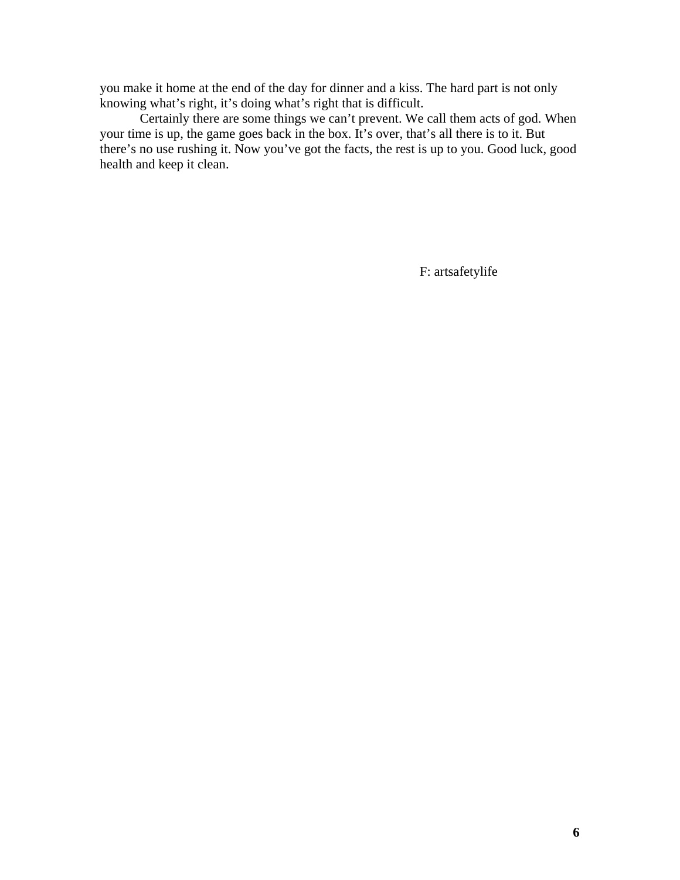you make it home at the end of the day for dinner and a kiss. The hard part is not only knowing what's right, it's doing what's right that is difficult.

Certainly there are some things we can't prevent. We call them acts of god. When your time is up, the game goes back in the box. It's over, that's all there is to it. But there's no use rushing it. Now you've got the facts, the rest is up to you. Good luck, good health and keep it clean.

F: artsafetylife